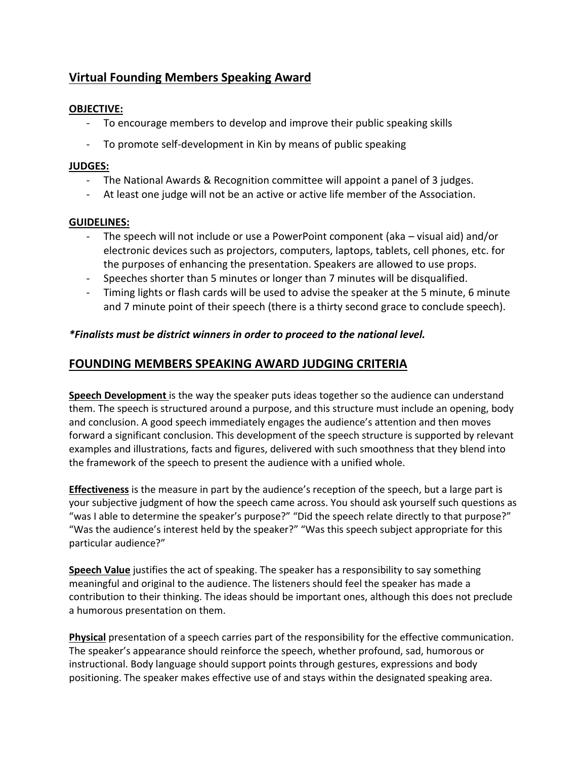## Virtual Founding Members Speaking Award

**OBJECTIVE:**

- To encourage members to develop and improve their public speaking skills
- To promote self-development in Kin by means of public speaking

**JUDGES:**

- The National Awards & Recognition committee will appoint a panel of 3 judges.
- At least one judge will not be an active or active life member of the Association.

**GUIDELINES:**

- The speech will not include or use a PowerPoint component (aka – visual aid) and/or electronic devices such as projectors, computers, laptops, tablets, cell phones, etc. for the purposes of enhancing the presentation. Speakers are allowed to use props.
- Speeches shorter than 5 minutes or longer than 7 minutes will be disqualified.
- Timing lights or flash cards will be used to advise the speaker at the 5 minute, 6 minute and 7 minute point of their speech (there is a thirty second grace to conclude speech).

***Finalists must be district winners in order to proceed to the national level.***

## FOUNDING MEMBERS SPEAKING AWARD JUDGING CRITERIA

**Speech Development** is the way the speaker puts ideas together so the audience can understand them. The speech is structured around a purpose, and this structure must include an opening, body and conclusion. A good speech immediately engages the audience's attention and then moves forward a significant conclusion. This development of the speech structure is supported by relevant examples and illustrations, facts and figures, delivered with such smoothness that they blend into the framework of the speech to present the audience with a unified whole.

**Effectiveness** is the measure in part by the audience's reception of the speech, but a large part is your subjective judgment of how the speech came across. You should ask yourself such questions as "was I able to determine the speaker's purpose?" "Did the speech relate directly to that purpose?" "Was the audience's interest held by the speaker?" "Was this speech subject appropriate for this particular audience?"

**Speech Value** justifies the act of speaking. The speaker has a responsibility to say something meaningful and original to the audience. The listeners should feel the speaker has made a contribution to their thinking. The ideas should be important ones, although this does not preclude a humorous presentation on them.

**Physical** presentation of a speech carries part of the responsibility for the effective communication. The speaker's appearance should reinforce the speech, whether profound, sad, humorous or instructional. Body language should support points through gestures, expressions and body positioning. The speaker makes effective use of and stays within the designated speaking area.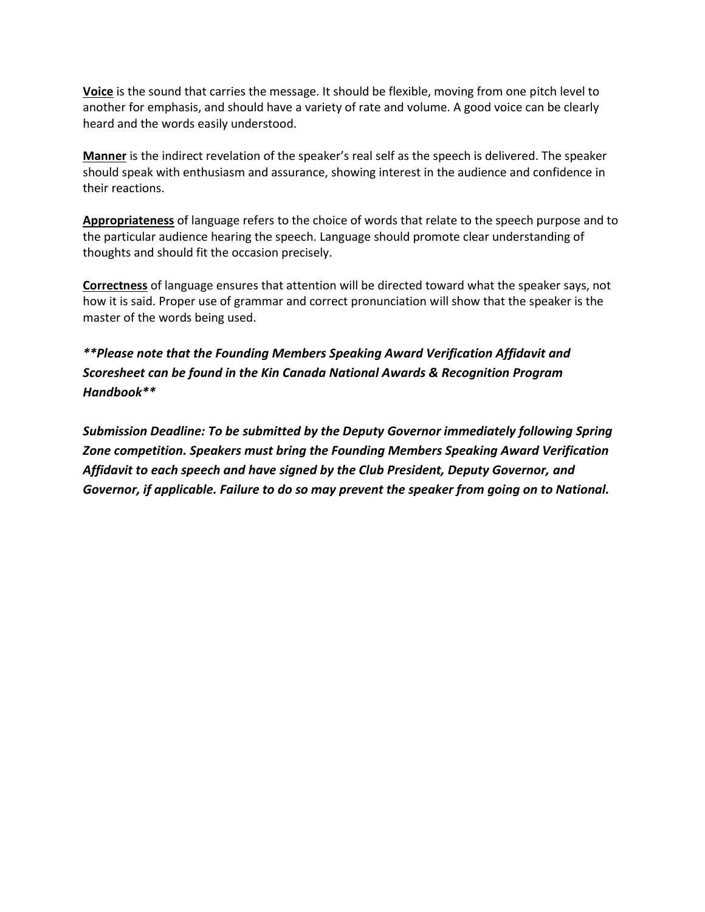**Voice** is the sound that carries the message. It should be flexible, moving from one pitch level to another for emphasis, and should have a variety of rate and volume. A good voice can be clearly heard and the words easily understood.

**Manner** is the indirect revelation of the speaker's real self as the speech is delivered. The speaker should speak with enthusiasm and assurance, showing interest in the audience and confidence in their reactions.

**Appropriateness** of language refers to the choice of words that relate to the speech purpose and to the particular audience hearing the speech. Language should promote clear understanding of thoughts and should fit the occasion precisely.

**Correctness** of language ensures that attention will be directed toward what the speaker says, not how it is said. Proper use of grammar and correct pronunciation will show that the speaker is the master of the words being used.

***\*\*Please note that the Founding Members Speaking Award Verification Affidavit and Scoresheet can be found in the Kin Canada National Awards & Recognition Program Handbook\*\****

***Submission Deadline: To be submitted by the Deputy Governor immediately following Spring Zone competition. Speakers must bring the Founding Members Speaking Award Verification Affidavit to each speech and have signed by the Club President, Deputy Governor, and Governor, if applicable. Failure to do so may prevent the speaker from going on to National.***